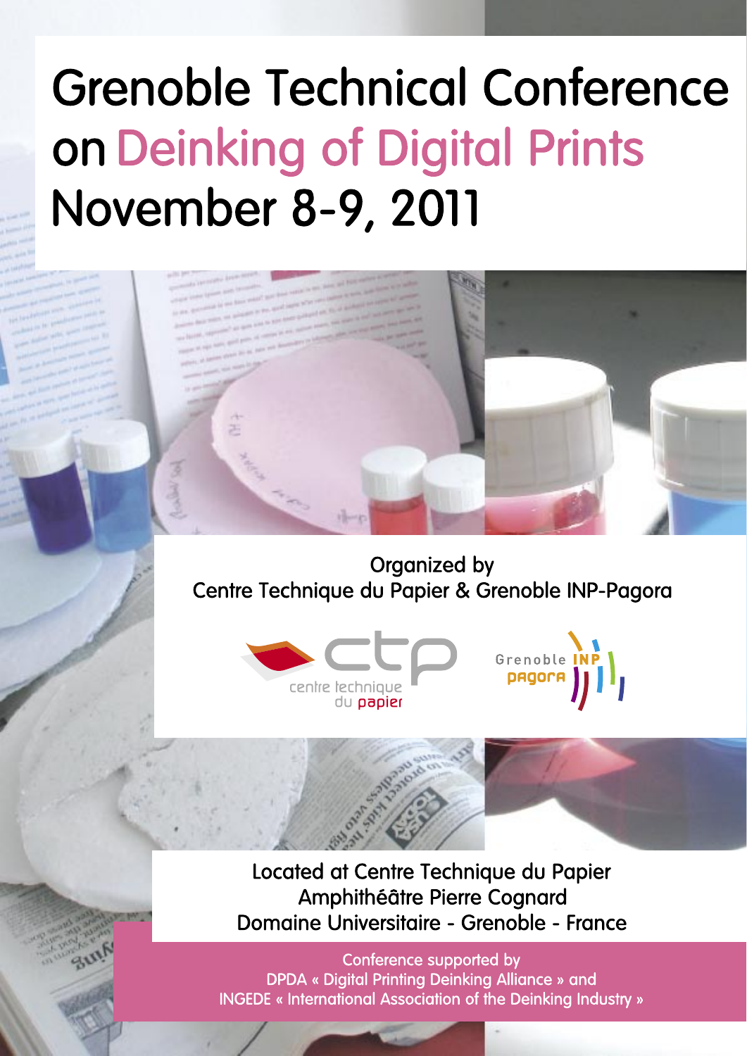# Grenoble Technical Conference on Deinking of Digital Prints November 8-9, 2011

Organized by
Centre Technique du Papier & Grenoble INP-Pagora

Located at Centre Technique du Papier
Amphithéâtre Pierre Cognard
Domaine Universitaire - Grenoble - France

Conference supported by
DPDA « Digital Printing Deinking Alliance » and
INGEDE « International Association of the Deinking Industry »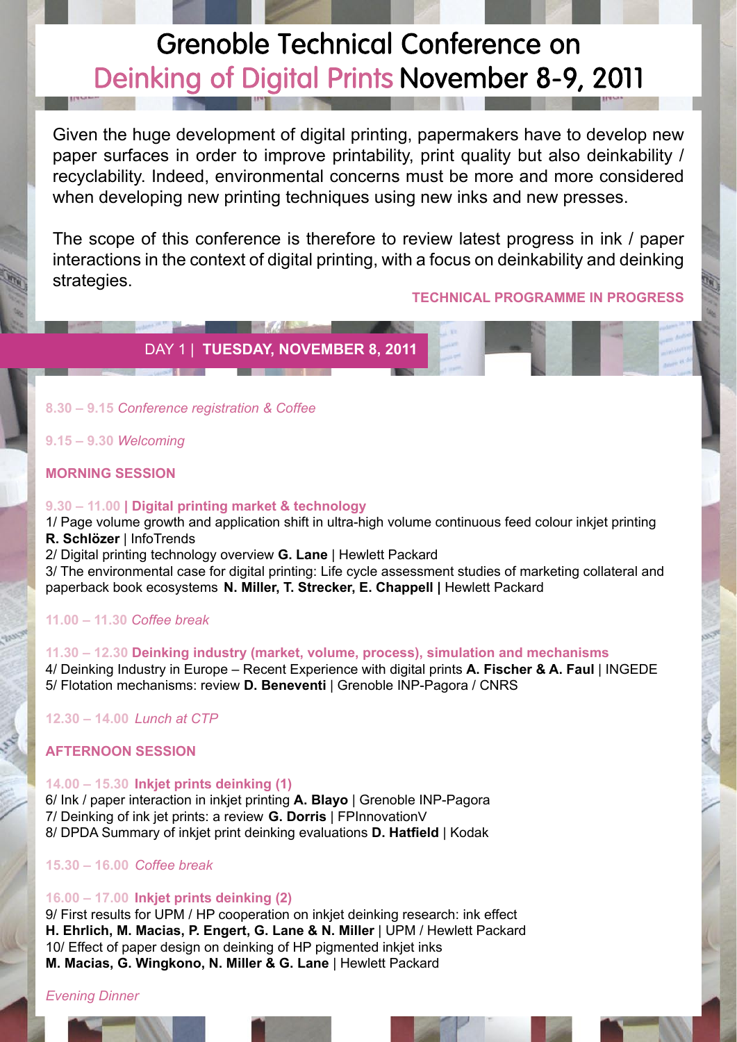# Grenoble Technical Conference on Deinking of Digital Prints November 8-9, 2011

Given the huge development of digital printing, papermakers have to develop new paper surfaces in order to improve printability, print quality but also deinkability / recyclability. Indeed, environmental concerns must be more and more considered when developing new printing techniques using new inks and new presses.

The scope of this conference is therefore to review latest progress in ink / paper interactions in the context of digital printing, with a focus on deinkability and deinking strategies.

**TECHNICAL PROGRAMME IN PROGRESS**

## DAY 1 | **TUESDAY, NOVEMBER 8, 2011**

**8.30 – 9.15** *Conference registration & Coffee*

**9.15 – 9.30** *Welcoming*

### MORNING SESSION

**9.30 – 11.00 | Digital printing market & technology**

1/ Page volume growth and application shift in ultra-high volume continuous feed colour inkjet printing **R. Schlözer** | InfoTrends

2/ Digital printing technology overview **G. Lane** | Hewlett Packard

3/ The environmental case for digital printing: Life cycle assessment studies of marketing collateral and paperback book ecosystems **N. Miller, T. Strecker, E. Chappell |** Hewlett Packard

**11.00 – 11.30** *Coffee break*

**11.30 – 12.30 Deinking industry (market, volume, process), simulation and mechanisms**

4/ Deinking Industry in Europe – Recent Experience with digital prints **A. Fischer & A. Faul** | INGEDE

5/ Flotation mechanisms: review **D. Beneventi** | Grenoble INP-Pagora / CNRS

**12.30 – 14.00** *Lunch at CTP*

### AFTERNOON SESSION

**14.00 – 15.30 Inkjet prints deinking (1)**

6/ Ink / paper interaction in inkjet printing **A. Blayo** | Grenoble INP-Pagora

7/ Deinking of ink jet prints: a review **G. Dorris** | FPInnovationV

8/ DPDA Summary of inkjet print deinking evaluations **D. Hatfield** | Kodak

**15.30 – 16.00** *Coffee break*

**16.00 – 17.00 Inkjet prints deinking (2)**

9/ First results for UPM / HP cooperation on inkjet deinking research: ink effect **H. Ehrlich, M. Macias, P. Engert, G. Lane & N. Miller** | UPM / Hewlett Packard

10/ Effect of paper design on deinking of HP pigmented inkjet inks **M. Macias, G. Wingkono, N. Miller & G. Lane** | Hewlett Packard

*Evening Dinner*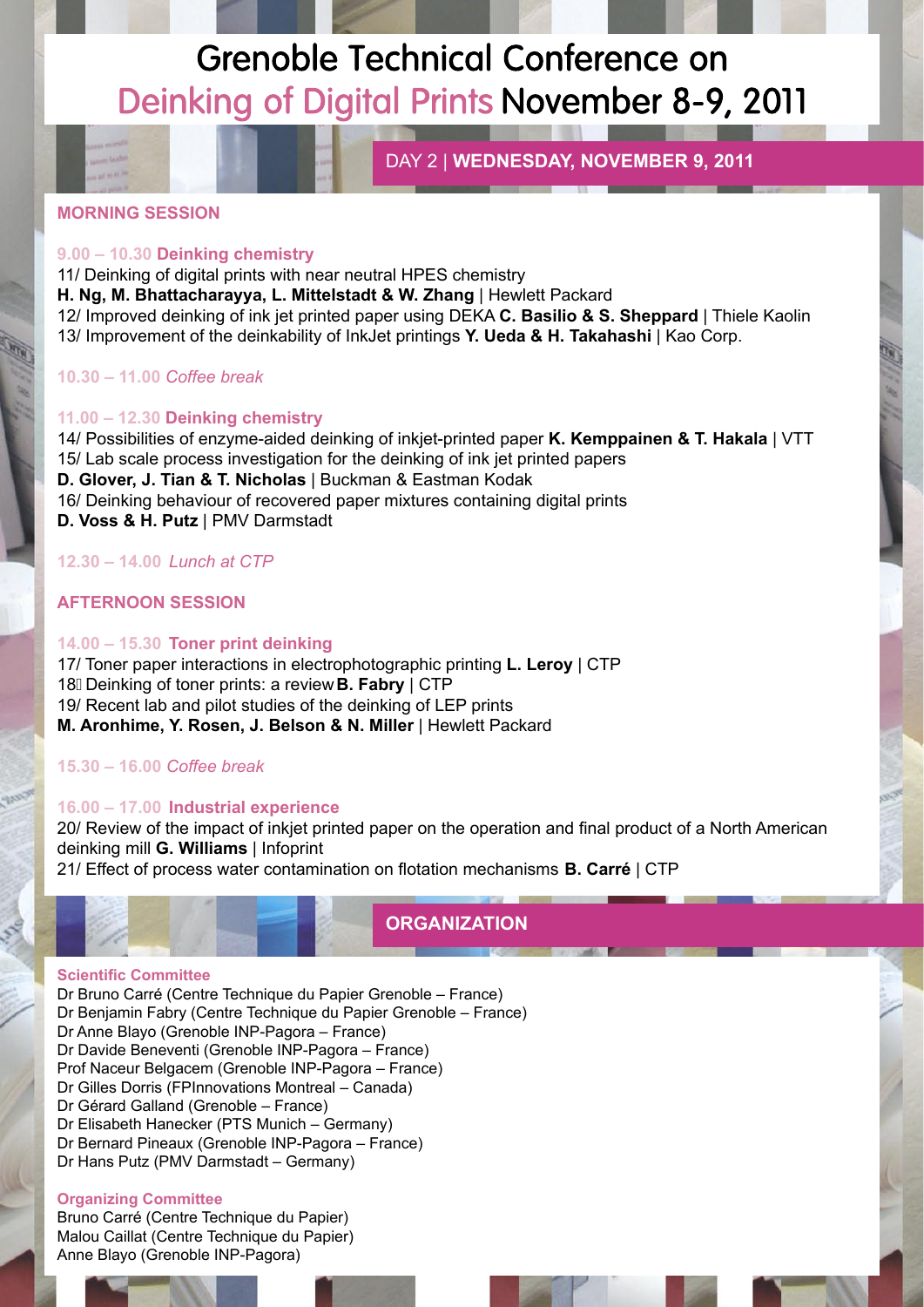# Grenoble Technical Conference on Deinking of Digital Prints November 8-9, 2011

## DAY 2 | WEDNESDAY, NOVEMBER 9, 2011

### MORNING SESSION

**9.00 – 10.30 Deinking chemistry**

11/ Deinking of digital prints with near neutral HPES chemistry
**H. Ng, M. Bhattacharayya, L. Mittelstadt & W. Zhang** | Hewlett Packard
12/ Improved deinking of ink jet printed paper using DEKA **C. Basilio & S. Sheppard** | Thiele Kaolin
13/ Improvement of the deinkability of InkJet printings **Y. Ueda & H. Takahashi** | Kao Corp.

**10.30 – 11.00** *Coffee break*

**11.00 – 12.30 Deinking chemistry**

14/ Possibilities of enzyme-aided deinking of inkjet-printed paper **K. Kemppainen & T. Hakala** | VTT
15/ Lab scale process investigation for the deinking of ink jet printed papers
**D. Glover, J. Tian & T. Nicholas** | Buckman & Eastman Kodak
16/ Deinking behaviour of recovered paper mixtures containing digital prints
**D. Voss & H. Putz** | PMV Darmstadt

**12.30 – 14.00** *Lunch at CTP*

### AFTERNOON SESSION

**14.00 – 15.30 Toner print deinking**

17/ Toner paper interactions in electrophotographic printing **L. Leroy** | CTP
18/ Deinking of toner prints: a review **B. Fabry** | CTP
19/ Recent lab and pilot studies of the deinking of LEP prints
**M. Aronhime, Y. Rosen, J. Belson & N. Miller** | Hewlett Packard

**15.30 – 16.00** *Coffee break*

**16.00 – 17.00 Industrial experience**

20/ Review of the impact of inkjet printed paper on the operation and final product of a North American deinking mill **G. Williams** | Infoprint
21/ Effect of process water contamination on flotation mechanisms **B. Carré** | CTP

## ORGANIZATION

**Scientific Committee**

Dr Bruno Carré (Centre Technique du Papier Grenoble – France)
Dr Benjamin Fabry (Centre Technique du Papier Grenoble – France)
Dr Anne Blayo (Grenoble INP-Pagora – France)
Dr Davide Beneventi (Grenoble INP-Pagora – France)
Prof Naceur Belgacem (Grenoble INP-Pagora – France)
Dr Gilles Dorris (FPInnovations Montreal – Canada)
Dr Gérard Galland (Grenoble – France)
Dr Elisabeth Hanecker (PTS Munich – Germany)
Dr Bernard Pineaux (Grenoble INP-Pagora – France)
Dr Hans Putz (PMV Darmstadt – Germany)

**Organizing Committee**

Bruno Carré (Centre Technique du Papier)
Malou Caillat (Centre Technique du Papier)
Anne Blayo (Grenoble INP-Pagora)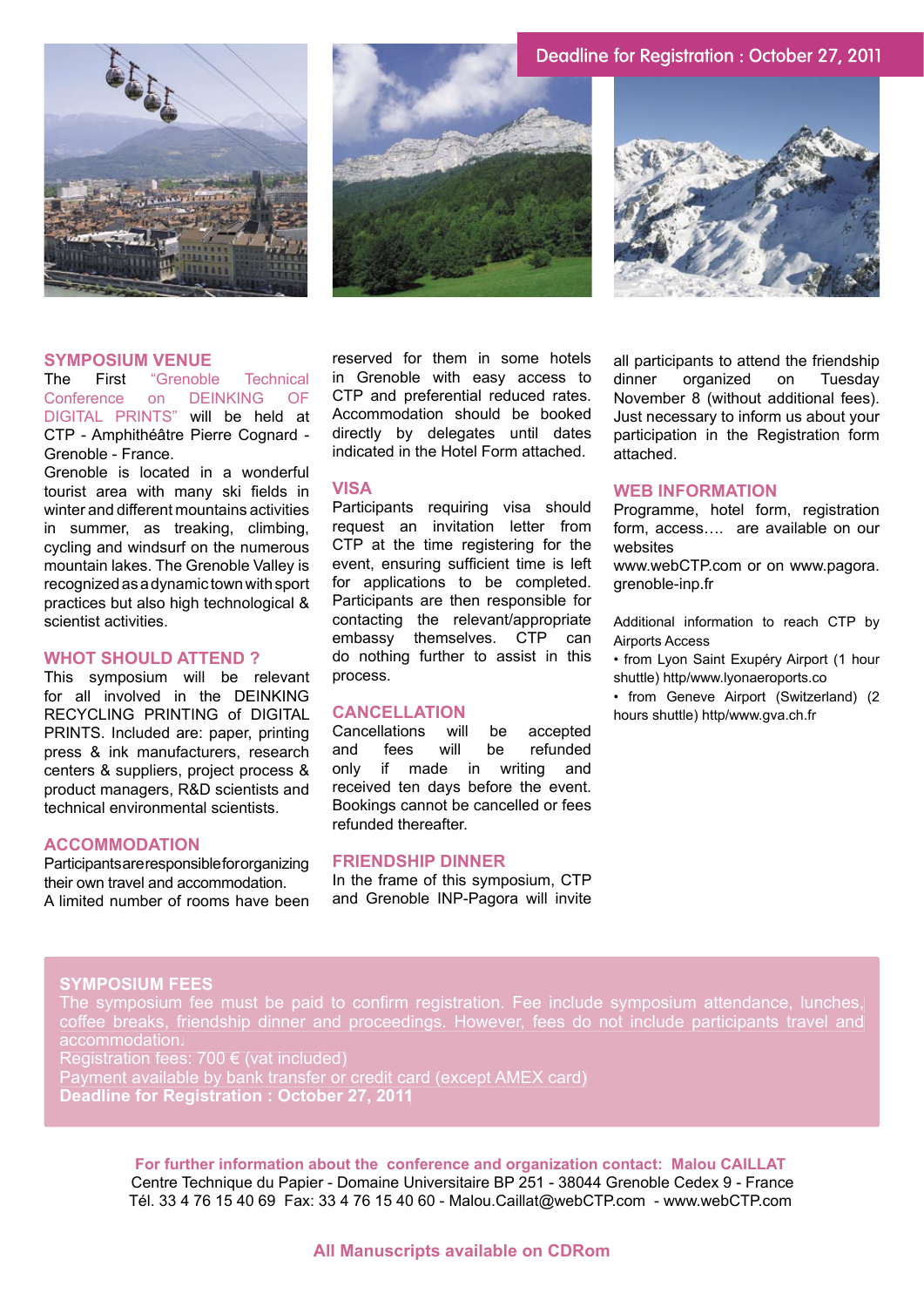Deadline for Registration : October 27, 2011

## SYMPOSIUM VENUE

The First "Grenoble Technical Conference on DEINKING OF DIGITAL PRINTS" will be held at CTP - Amphithéâtre Pierre Cognard - Grenoble - France.

Grenoble is located in a wonderful tourist area with many ski fields in winter and different mountains activities in summer, as treaking, climbing, cycling and windsurf on the numerous mountain lakes. The Grenoble Valley is recognized as a dynamic town with sport practices but also high technological & scientist activities.

## WHOT SHOULD ATTEND ?

This symposium will be relevant for all involved in the DEINKING RECYCLING PRINTING of DIGITAL PRINTS. Included are: paper, printing press & ink manufacturers, research centers & suppliers, project process & product managers, R&D scientists and technical environmental scientists.

## ACCOMMODATION

Participants are responsible for organizing their own travel and accommodation.

A limited number of rooms have been reserved for them in some hotels in Grenoble with easy access to CTP and preferential reduced rates. Accommodation should be booked directly by delegates until dates indicated in the Hotel Form attached.

## VISA

Participants requiring visa should request an invitation letter from CTP at the time registering for the event, ensuring sufficient time is left for applications to be completed. Participants are then responsible for contacting the relevant/appropriate embassy themselves. CTP can do nothing further to assist in this process.

## CANCELLATION

Cancellations will be accepted and fees will be refunded only if made in writing and received ten days before the event. Bookings cannot be cancelled or fees refunded thereafter.

## FRIENDSHIP DINNER

In the frame of this symposium, CTP and Grenoble INP-Pagora will invite all participants to attend the friendship dinner organized on Tuesday November 8 (without additional fees). Just necessary to inform us about your participation in the Registration form attached.

## WEB INFORMATION

Programme, hotel form, registration form, access…. are available on our websites

www.webCTP.com or on www.pagora.grenoble-inp.fr

Additional information to reach CTP by Airports Access

- from Lyon Saint Exupéry Airport (1 hour shuttle) http/www.lyonaeroports.co
- from Geneve Airport (Switzerland) (2 hours shuttle) http/www.gva.ch.fr

## SYMPOSIUM FEES

The symposium fee must be paid to confirm registration. Fee include symposium attendance, lunches, coffee breaks, friendship dinner and proceedings. However, fees do not include participants travel and accommodation.

Registration fees: 700 € (vat included)

Payment available by bank transfer or credit card (except AMEX card)

**Deadline for Registration : October 27, 2011**

**For further information about the conference and organization contact: Malou CAILLAT**

Centre Technique du Papier - Domaine Universitaire BP 251 - 38044 Grenoble Cedex 9 - France

Tél. 33 4 76 15 40 69 Fax: 33 4 76 15 40 60 - Malou.Caillat@webCTP.com - www.webCTP.com

**All Manuscripts available on CDRom**